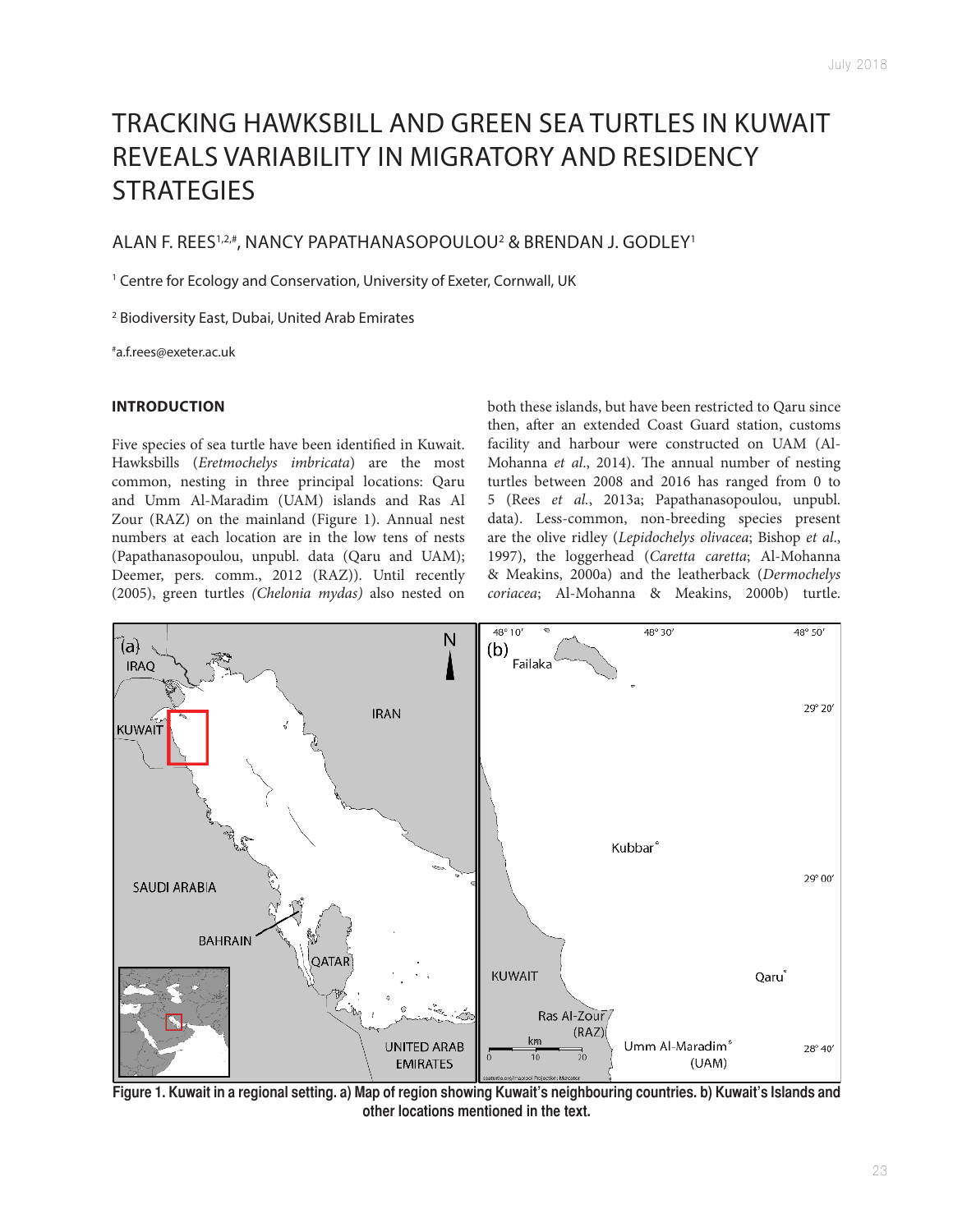# TRACKING HAWKSBILL AND GREEN SEA TURTLES IN KUWAIT REVEALS VARIABILITY IN MIGRATORY AND RESIDENCY STRATEGIES

ALAN F. REES[1,2,#], NANCY PAPATHANASOPOULOU[2] & BRENDAN J. GODLEY[1]

[1] Centre for Ecology and Conservation, University of Exeter, Cornwall, UK

[2] Biodiversity East, Dubai, United Arab Emirates

[#]a.f.rees@exeter.ac.uk

## INTRODUCTION

Five species of sea turtle have been identified in Kuwait. Hawksbills (*Eretmochelys imbricata*) are the most common, nesting in three principal locations: Qaru and Umm Al-Maradim (UAM) islands and Ras Al Zour (RAZ) on the mainland (Figure 1). Annual nest numbers at each location are in the low tens of nests (Papathanasopoulou, unpubl. data (Qaru and UAM); Deemer, pers. comm., 2012 (RAZ)). Until recently (2005), green turtles *(Chelonia mydas)* also nested on both these islands, but have been restricted to Qaru since then, after an extended Coast Guard station, customs facility and harbour were constructed on UAM (Al-Mohanna *et al*., 2014). The annual number of nesting turtles between 2008 and 2016 has ranged from 0 to 5 (Rees *et al*., 2013a; Papathanasopoulou, unpubl. data). Less-common, non-breeding species present are the olive ridley (*Lepidochelys olivacea*; Bishop *et al*., 1997), the loggerhead (*Caretta caretta*; Al-Mohanna & Meakins, 2000a) and the leatherback (*Dermochelys coriacea*; Al-Mohanna & Meakins, 2000b) turtle.

**Figure 1. Kuwait in a regional setting. a) Map of region showing Kuwait's neighbouring countries. b) Kuwait's Islands and other locations mentioned in the text.**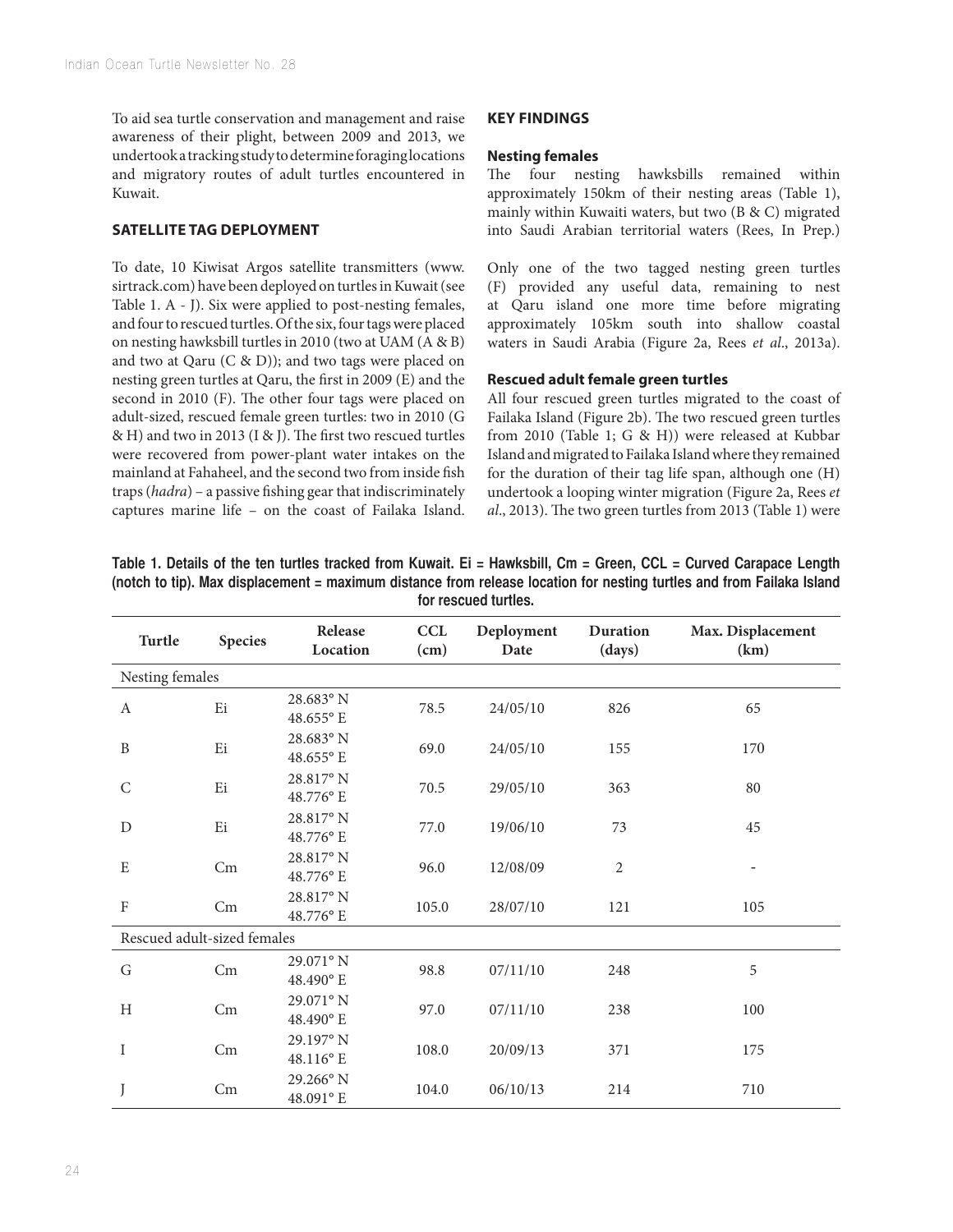To aid sea turtle conservation and management and raise awareness of their plight, between 2009 and 2013, we undertook a tracking study to determine foraging locations and migratory routes of adult turtles encountered in Kuwait.

## SATELLITE TAG DEPLOYMENT

To date, 10 Kiwisat Argos satellite transmitters (www.sirtrack.com) have been deployed on turtles in Kuwait (see Table 1. A - J). Six were applied to post-nesting females, and four to rescued turtles. Of the six, four tags were placed on nesting hawksbill turtles in 2010 (two at UAM (A & B) and two at Qaru (C & D)); and two tags were placed on nesting green turtles at Qaru, the first in 2009 (E) and the second in 2010 (F). The other four tags were placed on adult-sized, rescued female green turtles: two in 2010 (G & H) and two in 2013 (I & J). The first two rescued turtles were recovered from power-plant water intakes on the mainland at Fahaheel, and the second two from inside fish traps (*hadra*) – a passive fishing gear that indiscriminately captures marine life – on the coast of Failaka Island.

## KEY FINDINGS

### Nesting females

The four nesting hawksbills remained within approximately 150km of their nesting areas (Table 1), mainly within Kuwaiti waters, but two (B & C) migrated into Saudi Arabian territorial waters (Rees, In Prep.)

Only one of the two tagged nesting green turtles (F) provided any useful data, remaining to nest at Qaru island one more time before migrating approximately 105km south into shallow coastal waters in Saudi Arabia (Figure 2a, Rees *et al*., 2013a).

### Rescued adult female green turtles

All four rescued green turtles migrated to the coast of Failaka Island (Figure 2b). The two rescued green turtles from 2010 (Table 1; G & H)) were released at Kubbar Island and migrated to Failaka Island where they remained for the duration of their tag life span, although one (H) undertook a looping winter migration (Figure 2a, Rees *et al*., 2013). The two green turtles from 2013 (Table 1) were

**Table 1. Details of the ten turtles tracked from Kuwait. Ei = Hawksbill, Cm = Green, CCL = Curved Carapace Length (notch to tip). Max displacement = maximum distance from release location for nesting turtles and from Failaka Island for rescued turtles.**

| Turtle | Species | Release Location | CCL (cm) | Deployment Date | Duration (days) | Max. Displacement (km) |
|---|---|---|---|---|---|---|
| Nesting females | | | | | | |
| A | Ei | 28.683° N 48.655° E | 78.5 | 24/05/10 | 826 | 65 |
| B | Ei | 28.683° N 48.655° E | 69.0 | 24/05/10 | 155 | 170 |
| C | Ei | 28.817° N 48.776° E | 70.5 | 29/05/10 | 363 | 80 |
| D | Ei | 28.817° N 48.776° E | 77.0 | 19/06/10 | 73 | 45 |
| E | Cm | 28.817° N 48.776° E | 96.0 | 12/08/09 | 2 | - |
| F | Cm | 28.817° N 48.776° E | 105.0 | 28/07/10 | 121 | 105 |
| Rescued adult-sized females | | | | | | |
| G | Cm | 29.071° N 48.490° E | 98.8 | 07/11/10 | 248 | 5 |
| H | Cm | 29.071° N 48.490° E | 97.0 | 07/11/10 | 238 | 100 |
| I | Cm | 29.197° N 48.116° E | 108.0 | 20/09/13 | 371 | 175 |
| J | Cm | 29.266° N 48.091° E | 104.0 | 06/10/13 | 214 | 710 |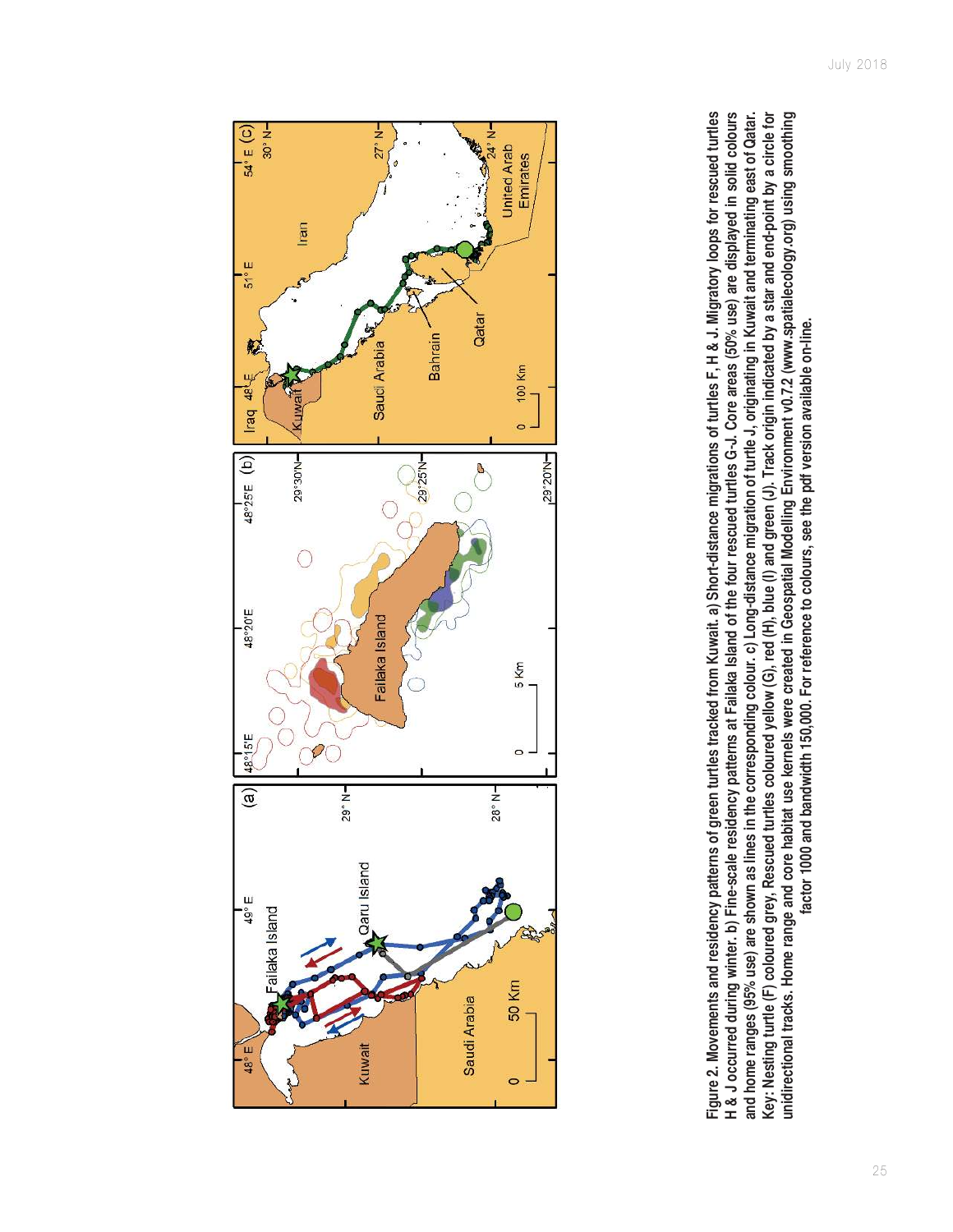**Figure 2. Movements and residency patterns of green turtles tracked from Kuwait. a) Short-distance migrations of turtles F, H & J. Migratory loops for rescued turtles H & J occurred during winter. b) Fine-scale residency patterns at Failaka Island of the four rescued turtles G-J. Core areas (50% use) are displayed in solid colours and home ranges (95% use) are shown as lines in the corresponding colour. c) Long-distance migration of turtle J, originating in Kuwait and terminating east of Qatar. Key: Nesting turtle (F) coloured grey, Rescued turtles coloured yellow (G), red (H), blue (I) and green (J). Track origin indicated by a star and end-point by a circle for unidirectional tracks. Home range and core habitat use kernels were created in Geospatial Modelling Environment v0.7.2 (www.spatialecology.org) using smoothing factor 1000 and bandwidth 150,000. For reference to colours, see the pdf version available on-line.**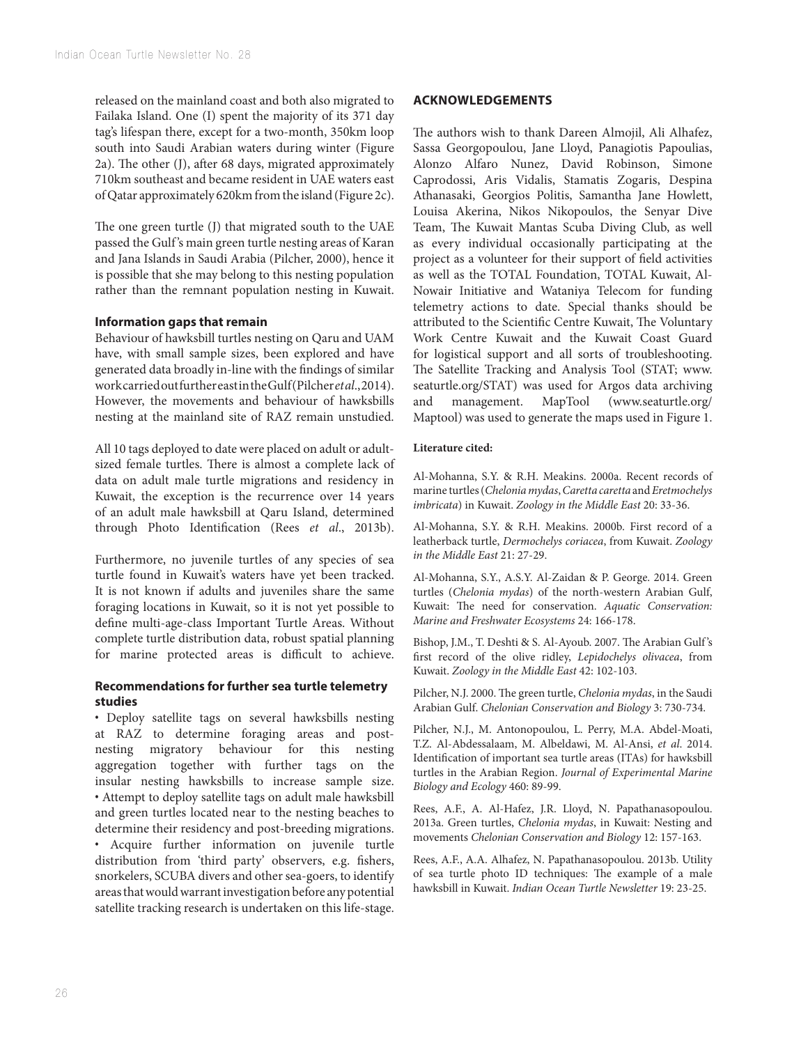released on the mainland coast and both also migrated to Failaka Island. One (I) spent the majority of its 371 day tag's lifespan there, except for a two-month, 350km loop south into Saudi Arabian waters during winter (Figure 2a). The other (J), after 68 days, migrated approximately 710km southeast and became resident in UAE waters east of Qatar approximately 620km from the island (Figure 2c).

The one green turtle (J) that migrated south to the UAE passed the Gulf's main green turtle nesting areas of Karan and Jana Islands in Saudi Arabia (Pilcher, 2000), hence it is possible that she may belong to this nesting population rather than the remnant population nesting in Kuwait.

### Information gaps that remain

Behaviour of hawksbill turtles nesting on Qaru and UAM have, with small sample sizes, been explored and have generated data broadly in-line with the findings of similar work carried out further east in the Gulf (Pilcher *et al*., 2014). However, the movements and behaviour of hawksbills nesting at the mainland site of RAZ remain unstudied.

All 10 tags deployed to date were placed on adult or adult-sized female turtles. There is almost a complete lack of data on adult male turtle migrations and residency in Kuwait, the exception is the recurrence over 14 years of an adult male hawksbill at Qaru Island, determined through Photo Identification (Rees *et al*., 2013b).

Furthermore, no juvenile turtles of any species of sea turtle found in Kuwait's waters have yet been tracked. It is not known if adults and juveniles share the same foraging locations in Kuwait, so it is not yet possible to define multi-age-class Important Turtle Areas. Without complete turtle distribution data, robust spatial planning for marine protected areas is difficult to achieve.

### Recommendations for further sea turtle telemetry studies

- Deploy satellite tags on several hawksbills nesting at RAZ to determine foraging areas and post-nesting migratory behaviour for this nesting aggregation together with further tags on the insular nesting hawksbills to increase sample size.
- Attempt to deploy satellite tags on adult male hawksbill and green turtles located near to the nesting beaches to determine their residency and post-breeding migrations.
- Acquire further information on juvenile turtle distribution from 'third party' observers, e.g. fishers, snorkelers, SCUBA divers and other sea-goers, to identify areas that would warrant investigation before any potential satellite tracking research is undertaken on this life-stage.

## ACKNOWLEDGEMENTS

The authors wish to thank Dareen Almojil, Ali Alhafez, Sassa Georgopoulou, Jane Lloyd, Panagiotis Papoulias, Alonzo Alfaro Nunez, David Robinson, Simone Caprodossi, Aris Vidalis, Stamatis Zogaris, Despina Athanasaki, Georgios Politis, Samantha Jane Howlett, Louisa Akerina, Nikos Nikopoulos, the Senyar Dive Team, The Kuwait Mantas Scuba Diving Club, as well as every individual occasionally participating at the project as a volunteer for their support of field activities as well as the TOTAL Foundation, TOTAL Kuwait, Al-Nowair Initiative and Wataniya Telecom for funding telemetry actions to date. Special thanks should be attributed to the Scientific Centre Kuwait, The Voluntary Work Centre Kuwait and the Kuwait Coast Guard for logistical support and all sorts of troubleshooting. The Satellite Tracking and Analysis Tool (STAT; www.seaturtle.org/STAT) was used for Argos data archiving and management. MapTool (www.seaturtle.org/Maptool) was used to generate the maps used in Figure 1.

**Literature cited:**

Al-Mohanna, S.Y. & R.H. Meakins. 2000a. Recent records of marine turtles (*Chelonia mydas*, *Caretta caretta* and *Eretmochelys imbricata*) in Kuwait. *Zoology in the Middle East* 20: 33-36.

Al-Mohanna, S.Y. & R.H. Meakins. 2000b. First record of a leatherback turtle, *Dermochelys coriacea*, from Kuwait. *Zoology in the Middle East* 21: 27-29.

Al-Mohanna, S.Y., A.S.Y. Al-Zaidan & P. George. 2014. Green turtles (*Chelonia mydas*) of the north-western Arabian Gulf, Kuwait: The need for conservation. *Aquatic Conservation: Marine and Freshwater Ecosystems* 24: 166-178.

Bishop, J.M., T. Deshti & S. Al-Ayoub. 2007. The Arabian Gulf's first record of the olive ridley, *Lepidochelys olivacea*, from Kuwait. *Zoology in the Middle East* 42: 102-103.

Pilcher, N.J. 2000. The green turtle, *Chelonia mydas*, in the Saudi Arabian Gulf. *Chelonian Conservation and Biology* 3: 730-734.

Pilcher, N.J., M. Antonopoulou, L. Perry, M.A. Abdel-Moati, T.Z. Al-Abdessalaam, M. Albeldawi, M. Al-Ansi, *et al*. 2014. Identification of important sea turtle areas (ITAs) for hawksbill turtles in the Arabian Region. *Journal of Experimental Marine Biology and Ecology* 460: 89-99.

Rees, A.F., A. Al-Hafez, J.R. Lloyd, N. Papathanasopoulou. 2013a. Green turtles, *Chelonia mydas*, in Kuwait: Nesting and movements *Chelonian Conservation and Biology* 12: 157-163.

Rees, A.F., A.A. Alhafez, N. Papathanasopoulou. 2013b. Utility of sea turtle photo ID techniques: The example of a male hawksbill in Kuwait. *Indian Ocean Turtle Newsletter* 19: 23-25.